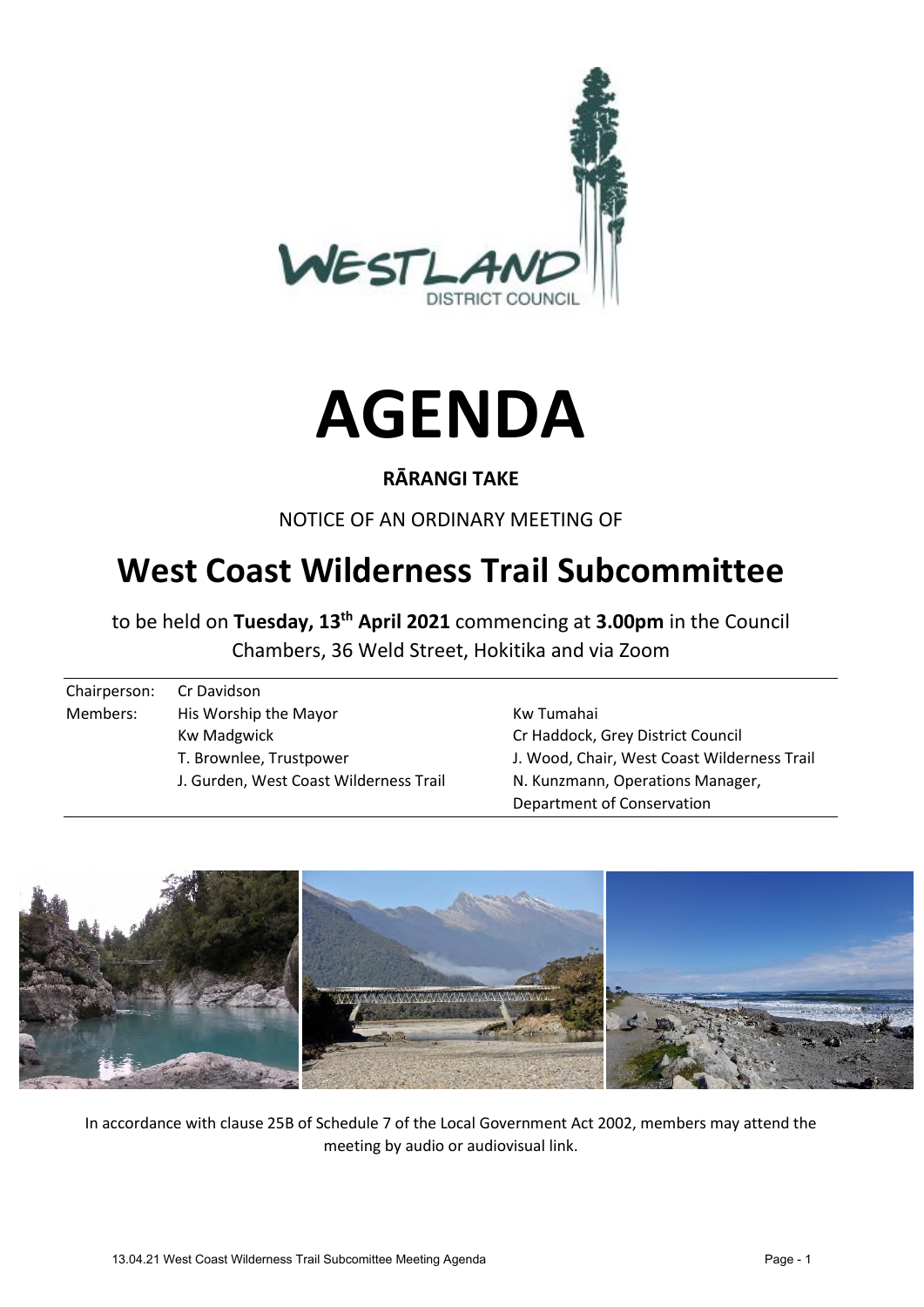# AGENDA

**RĀRANGI TAKE**

NOTICE OF AN ORDINARY MEETING OF

## West Coast Wilderness Trail Subcommittee

to be held on **Tuesday, 13th April 2021** commencing at **3.00pm** in the Council Chambers, 36 Weld Street, Hokitika and via Zoom

| | | |
|---|---|---|
| Chairperson: | Cr Davidson | |
| Members: | His Worship the Mayor | Kw Tumahai |
| | Kw Madgwick | Cr Haddock, Grey District Council |
| | T. Brownlee, Trustpower | J. Wood, Chair, West Coast Wilderness Trail |
| | J. Gurden, West Coast Wilderness Trail | N. Kunzmann, Operations Manager, Department of Conservation |

In accordance with clause 25B of Schedule 7 of the Local Government Act 2002, members may attend the meeting by audio or audiovisual link.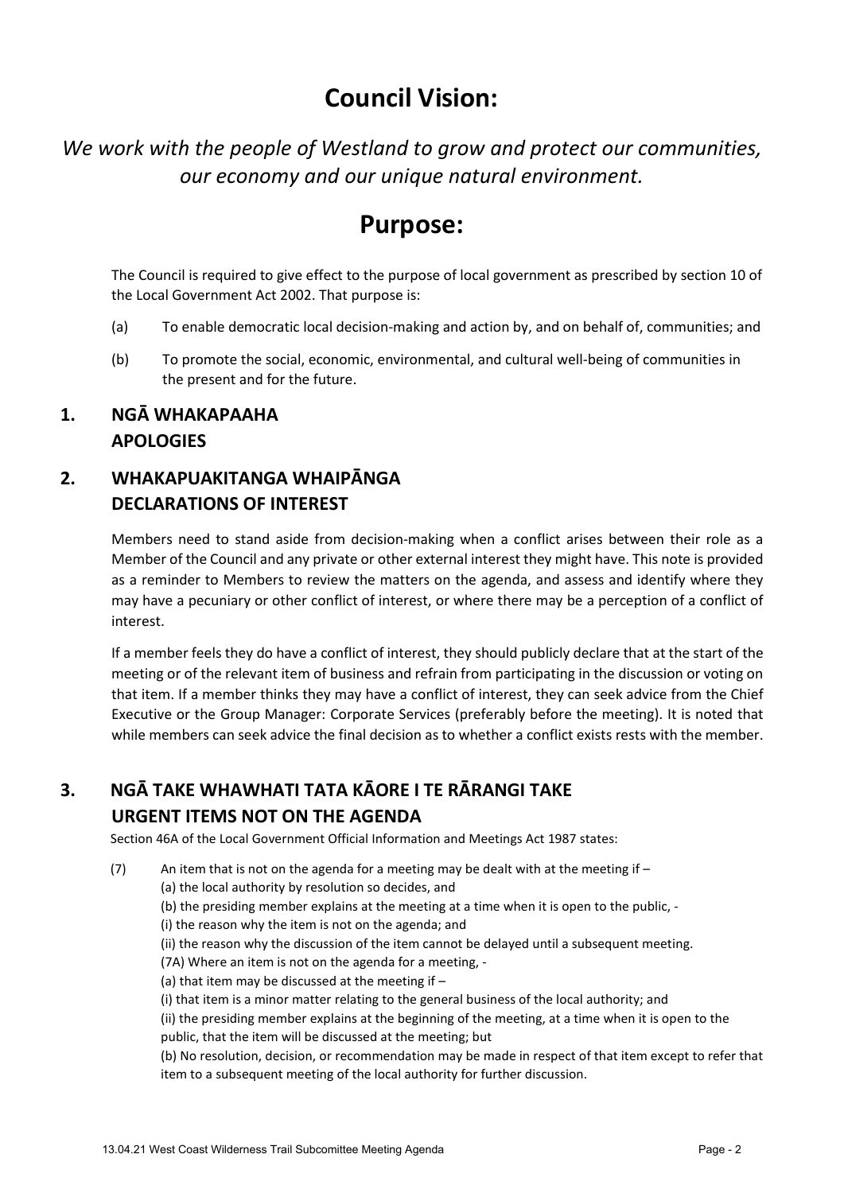# Council Vision:

*We work with the people of Westland to grow and protect our communities, our economy and our unique natural environment.*

# Purpose:

The Council is required to give effect to the purpose of local government as prescribed by section 10 of the Local Government Act 2002. That purpose is:

(a) To enable democratic local decision-making and action by, and on behalf of, communities; and

(b) To promote the social, economic, environmental, and cultural well-being of communities in the present and for the future.

## 1. NGĀ WHAKAPAAHA APOLOGIES

## 2. WHAKAPUAKITANGA WHAIPĀNGA DECLARATIONS OF INTEREST

Members need to stand aside from decision-making when a conflict arises between their role as a Member of the Council and any private or other external interest they might have. This note is provided as a reminder to Members to review the matters on the agenda, and assess and identify where they may have a pecuniary or other conflict of interest, or where there may be a perception of a conflict of interest.

If a member feels they do have a conflict of interest, they should publicly declare that at the start of the meeting or of the relevant item of business and refrain from participating in the discussion or voting on that item. If a member thinks they may have a conflict of interest, they can seek advice from the Chief Executive or the Group Manager: Corporate Services (preferably before the meeting). It is noted that while members can seek advice the final decision as to whether a conflict exists rests with the member.

## 3. NGĀ TAKE WHAWHATI TATA KĀORE I TE RĀRANGI TAKE URGENT ITEMS NOT ON THE AGENDA

Section 46A of the Local Government Official Information and Meetings Act 1987 states:

(7) An item that is not on the agenda for a meeting may be dealt with at the meeting if –
(a) the local authority by resolution so decides, and
(b) the presiding member explains at the meeting at a time when it is open to the public, -
(i) the reason why the item is not on the agenda; and
(ii) the reason why the discussion of the item cannot be delayed until a subsequent meeting.
(7A) Where an item is not on the agenda for a meeting, -
(a) that item may be discussed at the meeting if –
(i) that item is a minor matter relating to the general business of the local authority; and
(ii) the presiding member explains at the beginning of the meeting, at a time when it is open to the public, that the item will be discussed at the meeting; but
(b) No resolution, decision, or recommendation may be made in respect of that item except to refer that item to a subsequent meeting of the local authority for further discussion.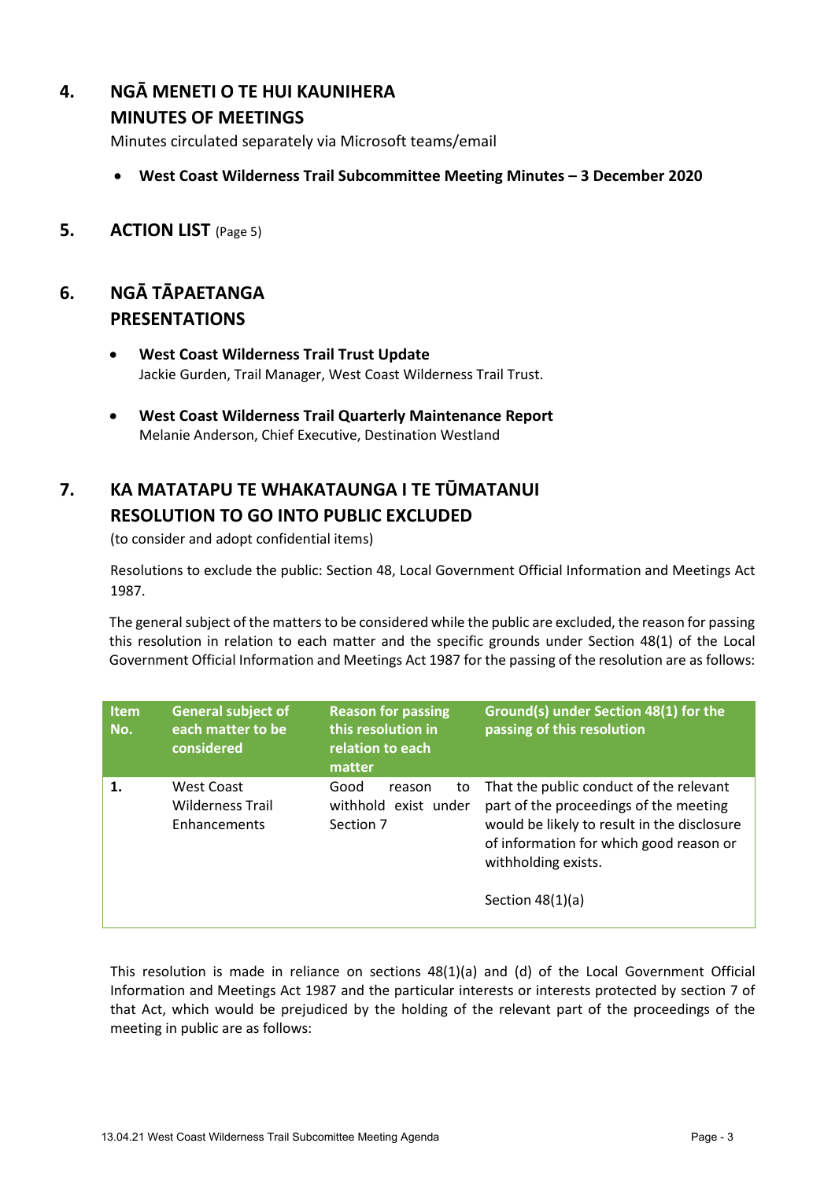## 4. NGĀ MENETI O TE HUI KAUNIHERA
## MINUTES OF MEETINGS

Minutes circulated separately via Microsoft teams/email

- **West Coast Wilderness Trail Subcommittee Meeting Minutes – 3 December 2020**

## 5. ACTION LIST (Page 5)

## 6. NGĀ TĀPAETANGA
## PRESENTATIONS

- **West Coast Wilderness Trail Trust Update**
  Jackie Gurden, Trail Manager, West Coast Wilderness Trail Trust.

- **West Coast Wilderness Trail Quarterly Maintenance Report**
  Melanie Anderson, Chief Executive, Destination Westland

## 7. KA MATATAPU TE WHAKATAUNGA I TE TŪMATANUI
## RESOLUTION TO GO INTO PUBLIC EXCLUDED

(to consider and adopt confidential items)

Resolutions to exclude the public: Section 48, Local Government Official Information and Meetings Act 1987.

The general subject of the matters to be considered while the public are excluded, the reason for passing this resolution in relation to each matter and the specific grounds under Section 48(1) of the Local Government Official Information and Meetings Act 1987 for the passing of the resolution are as follows:

| Item No. | General subject of each matter to be considered | Reason for passing this resolution in relation to each matter | Ground(s) under Section 48(1) for the passing of this resolution |
|---|---|---|---|
| 1. | West Coast Wilderness Trail Enhancements | Good reason to withhold exist under Section 7 | That the public conduct of the relevant part of the proceedings of the meeting would be likely to result in the disclosure of information for which good reason or withholding exists.<br><br>Section 48(1)(a) |

This resolution is made in reliance on sections 48(1)(a) and (d) of the Local Government Official Information and Meetings Act 1987 and the particular interests or interests protected by section 7 of that Act, which would be prejudiced by the holding of the relevant part of the proceedings of the meeting in public are as follows: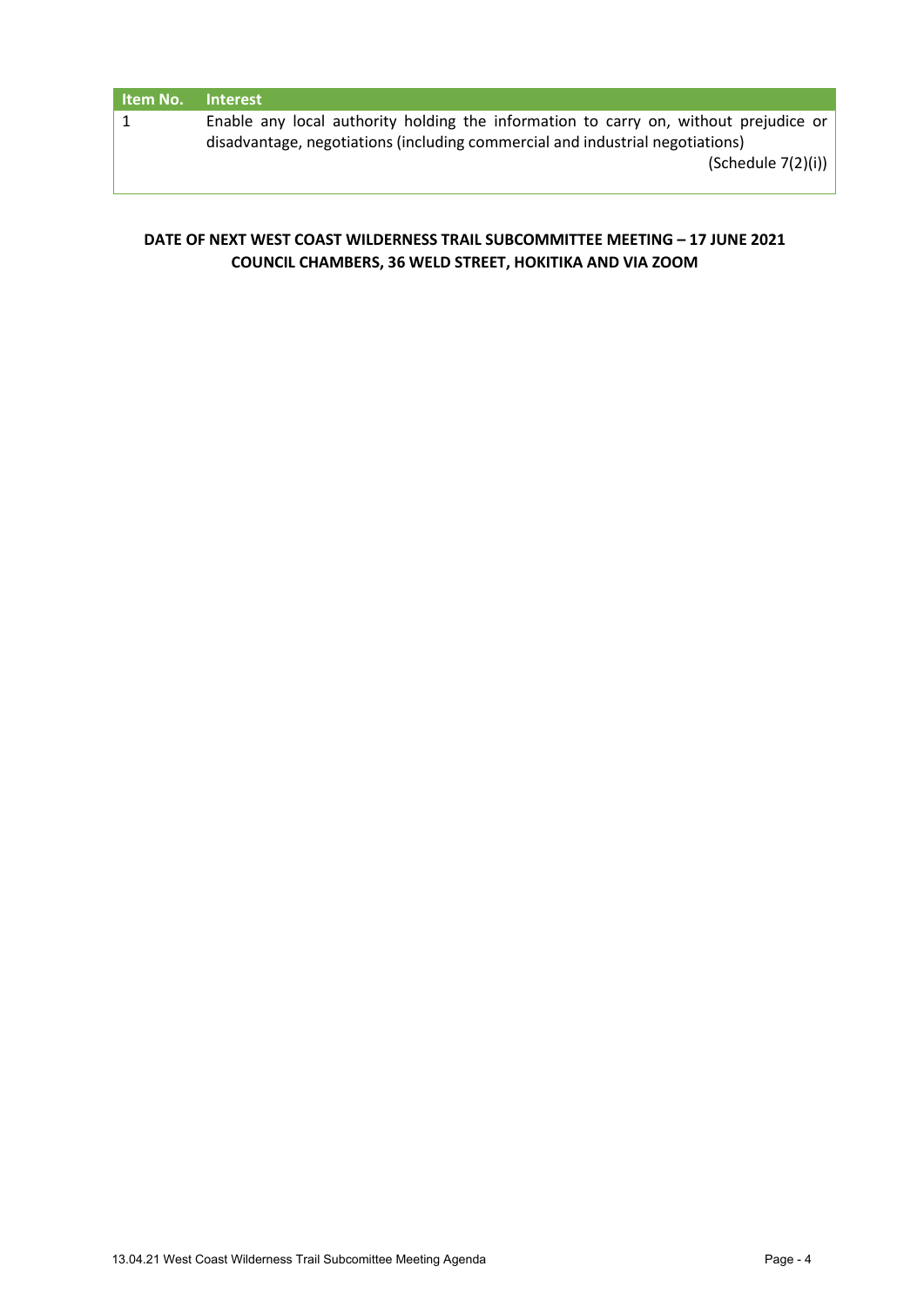| Item No. | Interest |
|---|---|
| 1 | Enable any local authority holding the information to carry on, without prejudice or disadvantage, negotiations (including commercial and industrial negotiations) (Schedule 7(2)(i)) |

**DATE OF NEXT WEST COAST WILDERNESS TRAIL SUBCOMMITTEE MEETING – 17 JUNE 2021**
**COUNCIL CHAMBERS, 36 WELD STREET, HOKITIKA AND VIA ZOOM**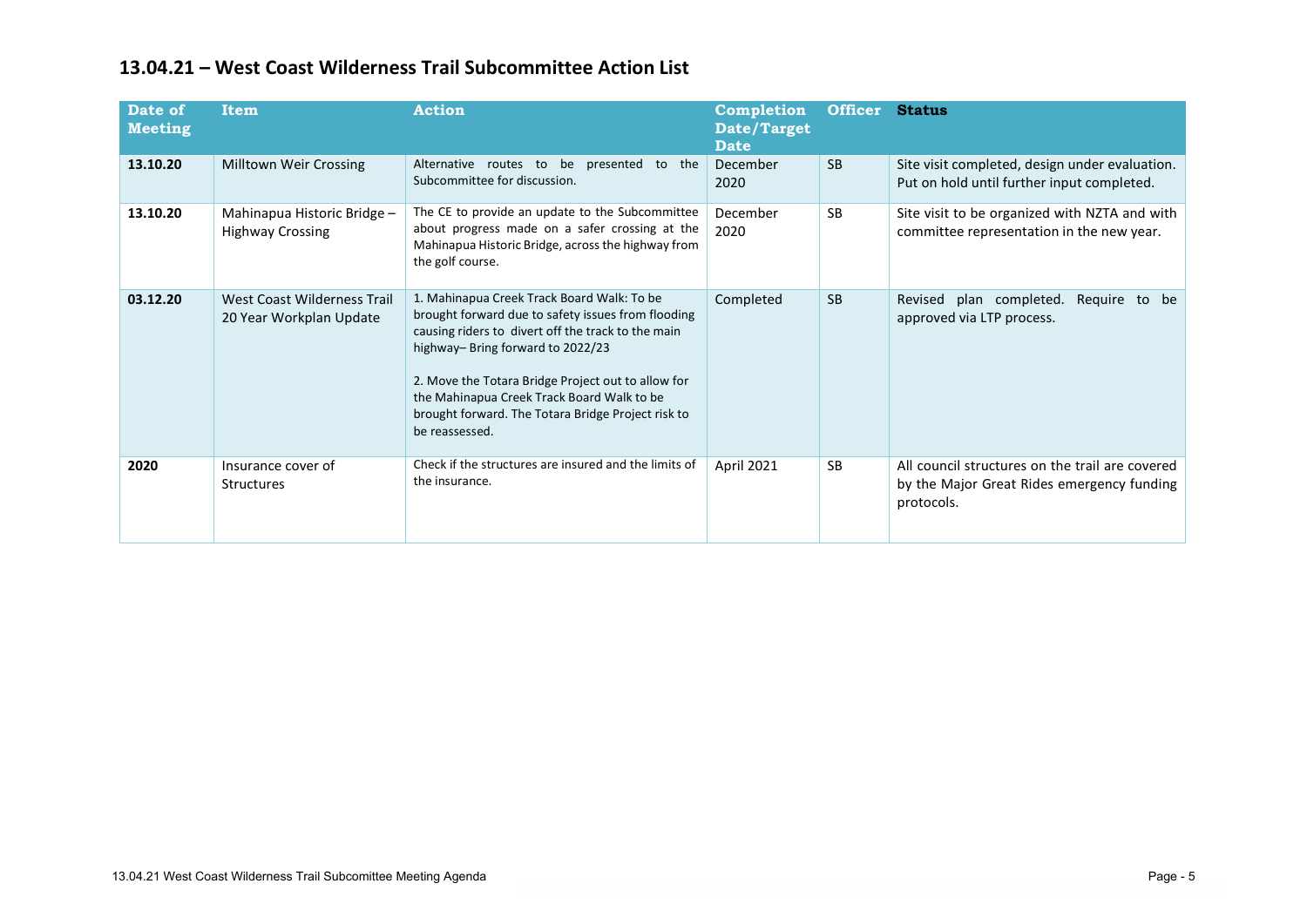## 13.04.21 – West Coast Wilderness Trail Subcommittee Action List

| Date of Meeting | Item | Action | Completion Date/Target Date | Officer | Status |
|---|---|---|---|---|---|
| **13.10.20** | Milltown Weir Crossing | Alternative routes to be presented to the Subcommittee for discussion. | December 2020 | SB | Site visit completed, design under evaluation. Put on hold until further input completed. |
| **13.10.20** | Mahinapua Historic Bridge – Highway Crossing | The CE to provide an update to the Subcommittee about progress made on a safer crossing at the Mahinapua Historic Bridge, across the highway from the golf course. | December 2020 | SB | Site visit to be organized with NZTA and with committee representation in the new year. |
| **03.12.20** | West Coast Wilderness Trail 20 Year Workplan Update | 1. Mahinapua Creek Track Board Walk: To be brought forward due to safety issues from flooding causing riders to divert off the track to the main highway– Bring forward to 2022/23<br><br>2. Move the Totara Bridge Project out to allow for the Mahinapua Creek Track Board Walk to be brought forward. The Totara Bridge Project risk to be reassessed. | Completed | SB | Revised plan completed. Require to be approved via LTP process. |
| **2020** | Insurance cover of Structures | Check if the structures are insured and the limits of the insurance. | April 2021 | SB | All council structures on the trail are covered by the Major Great Rides emergency funding protocols. |